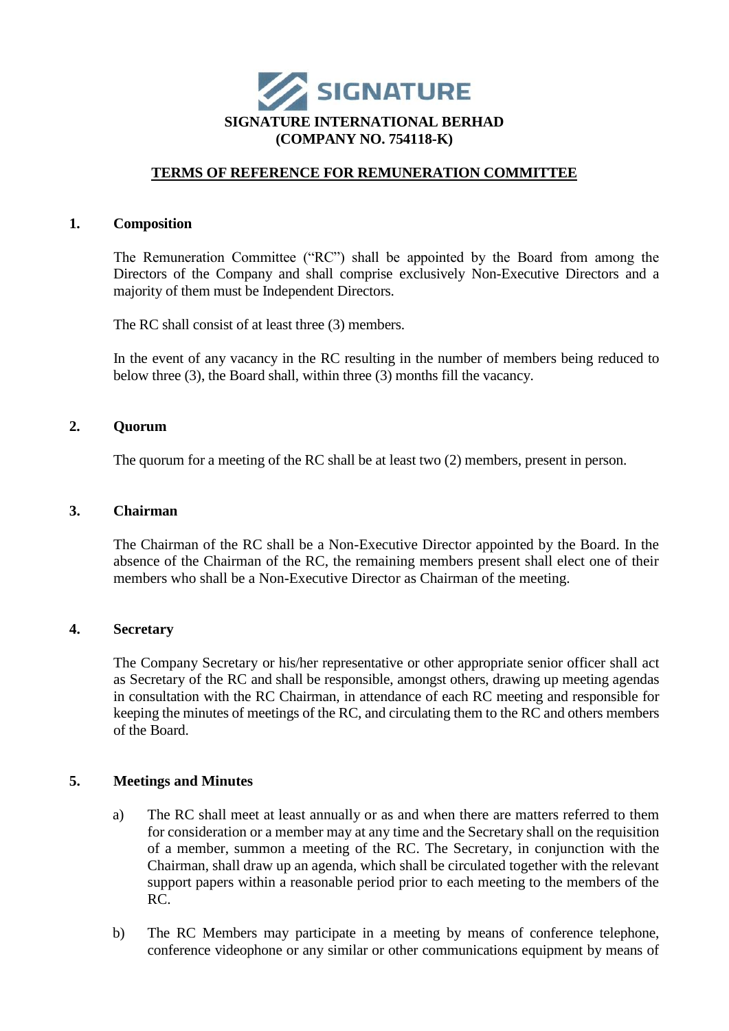**SIGNATURE**

**SIGNATURE INTERNATIONAL BERHAD**
**(COMPANY NO. 754118-K)**

# TERMS OF REFERENCE FOR REMUNERATION COMMITTEE

## 1. Composition

The Remuneration Committee ("RC") shall be appointed by the Board from among the Directors of the Company and shall comprise exclusively Non-Executive Directors and a majority of them must be Independent Directors.

The RC shall consist of at least three (3) members.

In the event of any vacancy in the RC resulting in the number of members being reduced to below three (3), the Board shall, within three (3) months fill the vacancy.

## 2. Quorum

The quorum for a meeting of the RC shall be at least two (2) members, present in person.

## 3. Chairman

The Chairman of the RC shall be a Non-Executive Director appointed by the Board. In the absence of the Chairman of the RC, the remaining members present shall elect one of their members who shall be a Non-Executive Director as Chairman of the meeting.

## 4. Secretary

The Company Secretary or his/her representative or other appropriate senior officer shall act as Secretary of the RC and shall be responsible, amongst others, drawing up meeting agendas in consultation with the RC Chairman, in attendance of each RC meeting and responsible for keeping the minutes of meetings of the RC, and circulating them to the RC and others members of the Board.

## 5. Meetings and Minutes

a) The RC shall meet at least annually or as and when there are matters referred to them for consideration or a member may at any time and the Secretary shall on the requisition of a member, summon a meeting of the RC. The Secretary, in conjunction with the Chairman, shall draw up an agenda, which shall be circulated together with the relevant support papers within a reasonable period prior to each meeting to the members of the RC.

b) The RC Members may participate in a meeting by means of conference telephone, conference videophone or any similar or other communications equipment by means of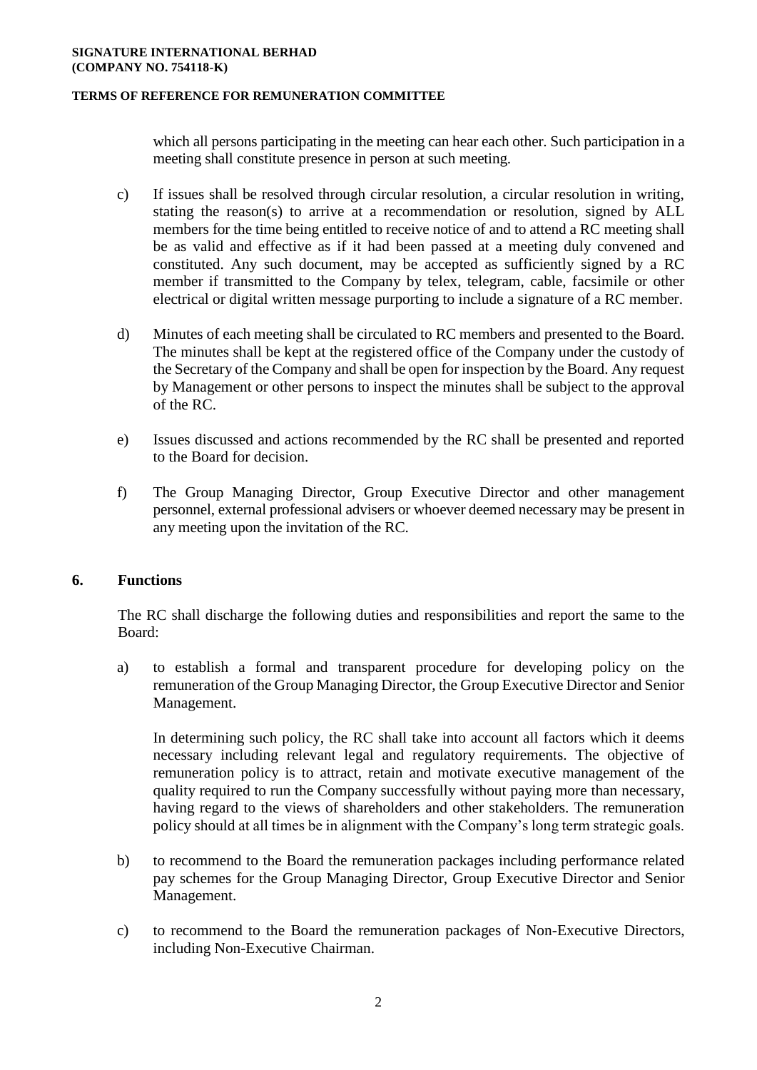which all persons participating in the meeting can hear each other. Such participation in a meeting shall constitute presence in person at such meeting.

c) If issues shall be resolved through circular resolution, a circular resolution in writing, stating the reason(s) to arrive at a recommendation or resolution, signed by ALL members for the time being entitled to receive notice of and to attend a RC meeting shall be as valid and effective as if it had been passed at a meeting duly convened and constituted. Any such document, may be accepted as sufficiently signed by a RC member if transmitted to the Company by telex, telegram, cable, facsimile or other electrical or digital written message purporting to include a signature of a RC member.

d) Minutes of each meeting shall be circulated to RC members and presented to the Board. The minutes shall be kept at the registered office of the Company under the custody of the Secretary of the Company and shall be open for inspection by the Board. Any request by Management or other persons to inspect the minutes shall be subject to the approval of the RC.

e) Issues discussed and actions recommended by the RC shall be presented and reported to the Board for decision.

f) The Group Managing Director, Group Executive Director and other management personnel, external professional advisers or whoever deemed necessary may be present in any meeting upon the invitation of the RC.

## 6. Functions

The RC shall discharge the following duties and responsibilities and report the same to the Board:

a) to establish a formal and transparent procedure for developing policy on the remuneration of the Group Managing Director, the Group Executive Director and Senior Management.

   In determining such policy, the RC shall take into account all factors which it deems necessary including relevant legal and regulatory requirements. The objective of remuneration policy is to attract, retain and motivate executive management of the quality required to run the Company successfully without paying more than necessary, having regard to the views of shareholders and other stakeholders. The remuneration policy should at all times be in alignment with the Company's long term strategic goals.

b) to recommend to the Board the remuneration packages including performance related pay schemes for the Group Managing Director, Group Executive Director and Senior Management.

c) to recommend to the Board the remuneration packages of Non-Executive Directors, including Non-Executive Chairman.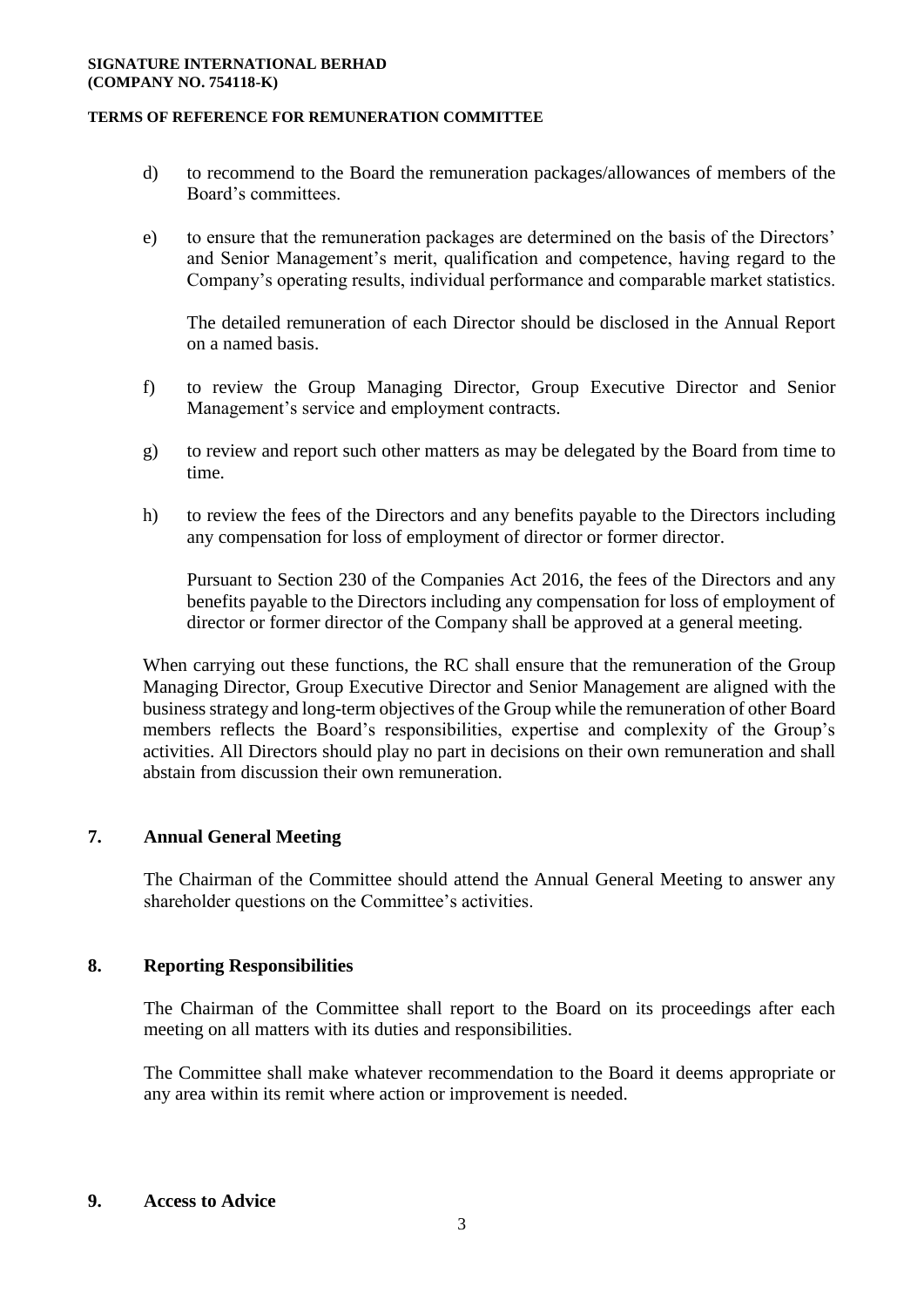d) to recommend to the Board the remuneration packages/allowances of members of the Board's committees.

e) to ensure that the remuneration packages are determined on the basis of the Directors' and Senior Management's merit, qualification and competence, having regard to the Company's operating results, individual performance and comparable market statistics.

   The detailed remuneration of each Director should be disclosed in the Annual Report on a named basis.

f) to review the Group Managing Director, Group Executive Director and Senior Management's service and employment contracts.

g) to review and report such other matters as may be delegated by the Board from time to time.

h) to review the fees of the Directors and any benefits payable to the Directors including any compensation for loss of employment of director or former director.

   Pursuant to Section 230 of the Companies Act 2016, the fees of the Directors and any benefits payable to the Directors including any compensation for loss of employment of director or former director of the Company shall be approved at a general meeting.

When carrying out these functions, the RC shall ensure that the remuneration of the Group Managing Director, Group Executive Director and Senior Management are aligned with the business strategy and long-term objectives of the Group while the remuneration of other Board members reflects the Board's responsibilities, expertise and complexity of the Group's activities. All Directors should play no part in decisions on their own remuneration and shall abstain from discussion their own remuneration.

## 7. Annual General Meeting

The Chairman of the Committee should attend the Annual General Meeting to answer any shareholder questions on the Committee's activities.

## 8. Reporting Responsibilities

The Chairman of the Committee shall report to the Board on its proceedings after each meeting on all matters with its duties and responsibilities.

The Committee shall make whatever recommendation to the Board it deems appropriate or any area within its remit where action or improvement is needed.

## 9. Access to Advice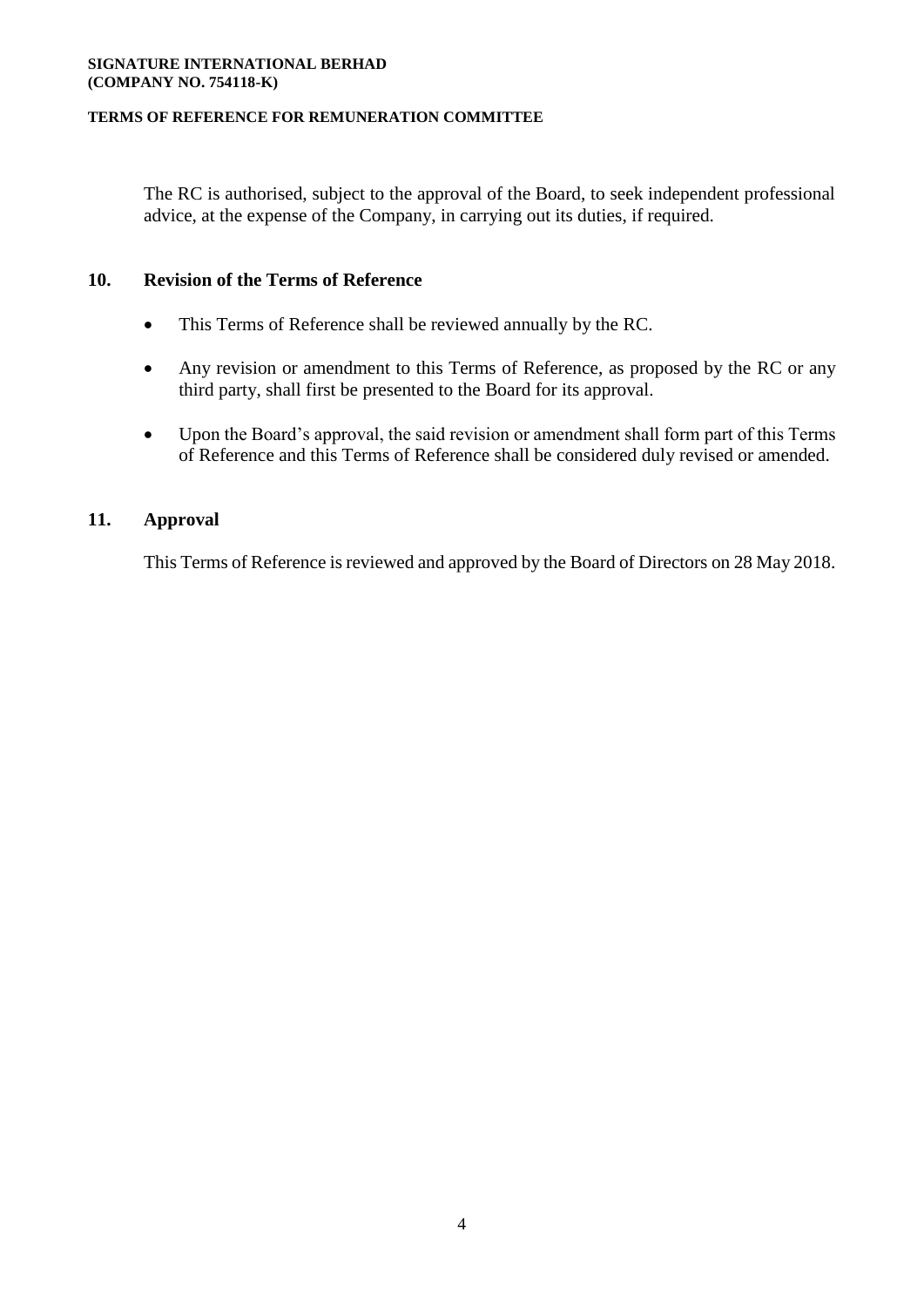The RC is authorised, subject to the approval of the Board, to seek independent professional advice, at the expense of the Company, in carrying out its duties, if required.

## 10. Revision of the Terms of Reference

- This Terms of Reference shall be reviewed annually by the RC.
- Any revision or amendment to this Terms of Reference, as proposed by the RC or any third party, shall first be presented to the Board for its approval.
- Upon the Board's approval, the said revision or amendment shall form part of this Terms of Reference and this Terms of Reference shall be considered duly revised or amended.

## 11. Approval

This Terms of Reference is reviewed and approved by the Board of Directors on 28 May 2018.